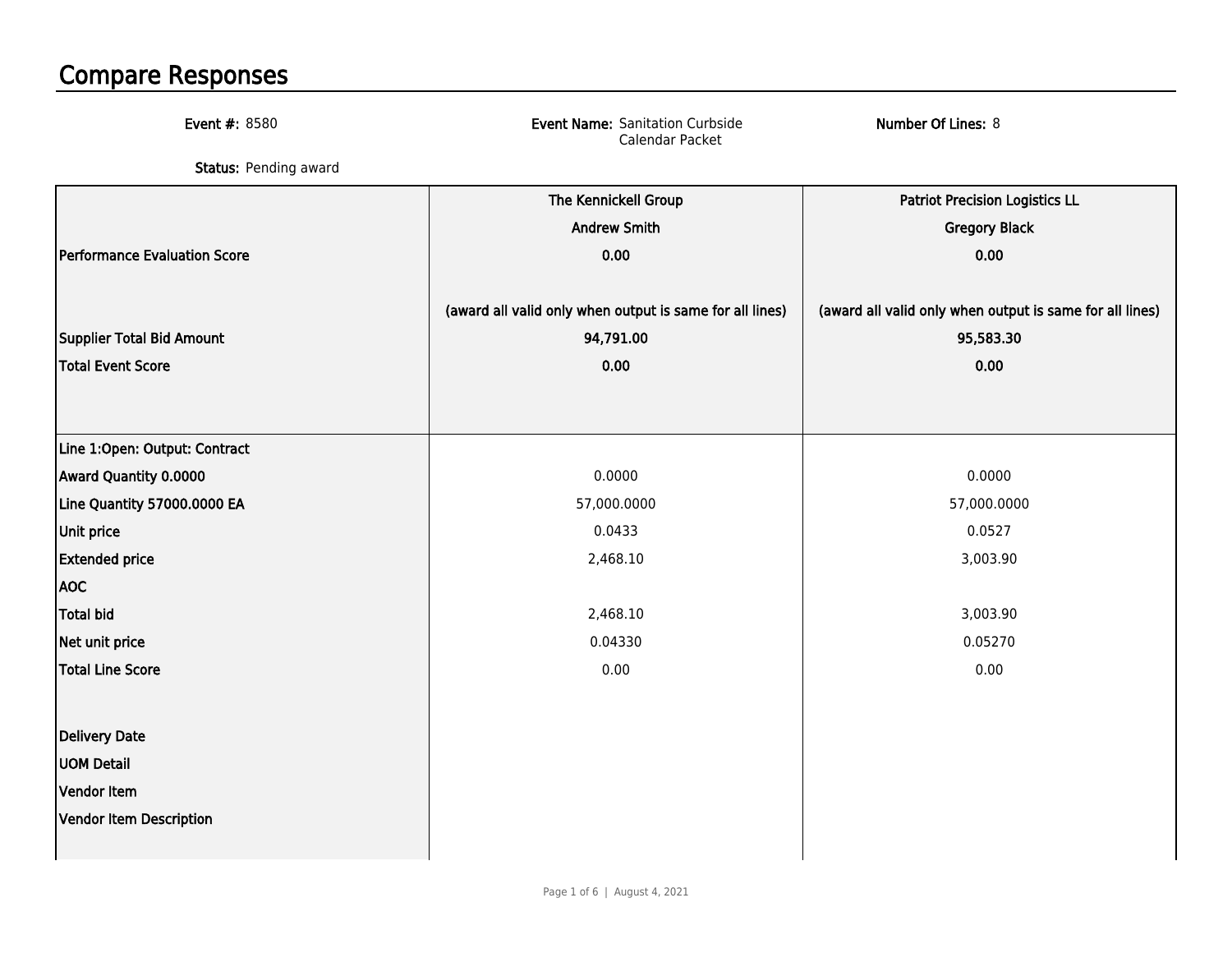# Compare Responses

**Event #:** 8580

**Event Name:** Sanitation Curbside Calendar Packet

**Number Of Lines:** 8

**Status:** Pending award

| | The Kennickell Group<br>Andrew Smith | Patriot Precision Logistics LL<br>Gregory Black |
|---|---|---|
| **Performance Evaluation Score** | **0.00** | **0.00** |
| | **(award all valid only when output is same for all lines)** | **(award all valid only when output is same for all lines)** |
| **Supplier Total Bid Amount** | **94,791.00** | **95,583.30** |
| **Total Event Score** | **0.00** | **0.00** |
| **Line 1:Open: Output: Contract** | | |
| **Award Quantity 0.0000** | 0.0000 | 0.0000 |
| **Line Quantity 57000.0000 EA** | 57,000.0000 | 57,000.0000 |
| **Unit price** | 0.0433 | 0.0527 |
| **Extended price** | 2,468.10 | 3,003.90 |
| **AOC** | | |
| **Total bid** | 2,468.10 | 3,003.90 |
| **Net unit price** | 0.04330 | 0.05270 |
| **Total Line Score** | 0.00 | 0.00 |
| **Delivery Date** | | |
| **UOM Detail** | | |
| **Vendor Item** | | |
| **Vendor Item Description** | | |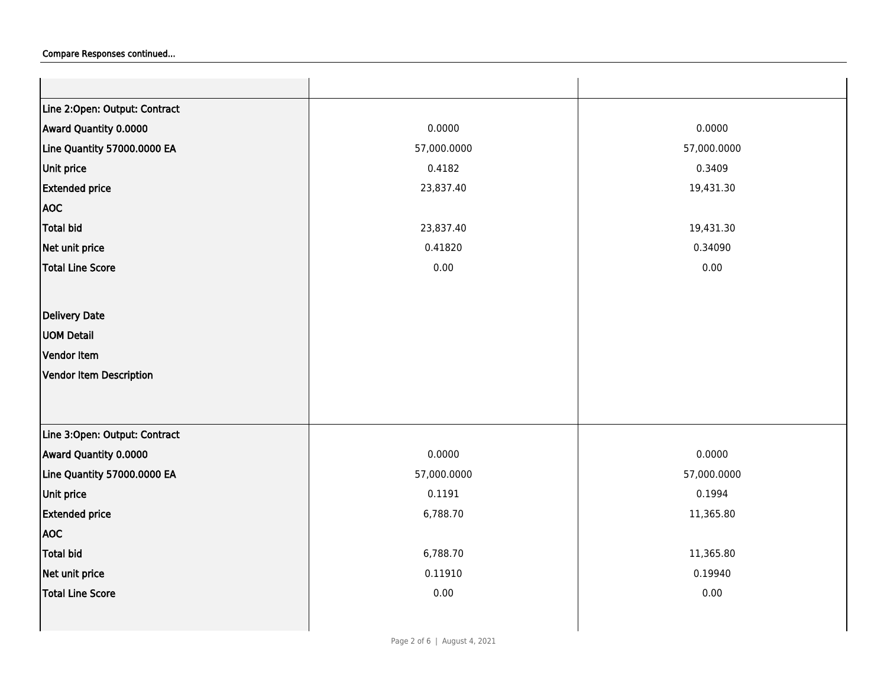Compare Responses continued...

| | | |
|---|---|---|
| **Line 2:Open: Output: Contract** | | |
| **Award Quantity 0.0000** | 0.0000 | 0.0000 |
| **Line Quantity 57000.0000 EA** | 57,000.0000 | 57,000.0000 |
| **Unit price** | 0.4182 | 0.3409 |
| **Extended price** | 23,837.40 | 19,431.30 |
| **AOC** | | |
| **Total bid** | 23,837.40 | 19,431.30 |
| **Net unit price** | 0.41820 | 0.34090 |
| **Total Line Score** | 0.00 | 0.00 |
| **Delivery Date** | | |
| **UOM Detail** | | |
| **Vendor Item** | | |
| **Vendor Item Description** | | |
| **Line 3:Open: Output: Contract** | | |
| **Award Quantity 0.0000** | 0.0000 | 0.0000 |
| **Line Quantity 57000.0000 EA** | 57,000.0000 | 57,000.0000 |
| **Unit price** | 0.1191 | 0.1994 |
| **Extended price** | 6,788.70 | 11,365.80 |
| **AOC** | | |
| **Total bid** | 6,788.70 | 11,365.80 |
| **Net unit price** | 0.11910 | 0.19940 |
| **Total Line Score** | 0.00 | 0.00 |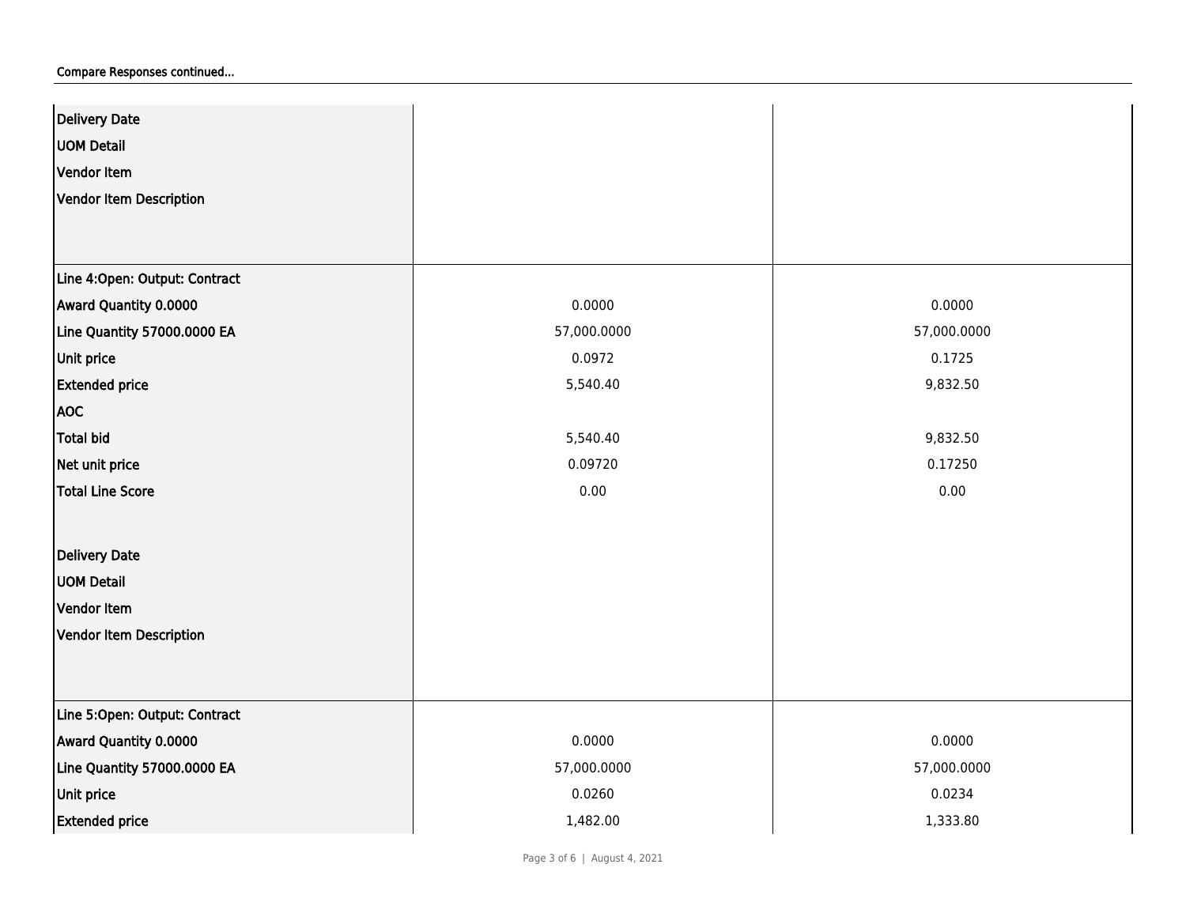Compare Responses continued...

| | | |
|---|---|---|
| **Delivery Date** | | |
| **UOM Detail** | | |
| **Vendor Item** | | |
| **Vendor Item Description** | | |
| **Line 4:Open: Output: Contract** | | |
| **Award Quantity 0.0000** | 0.0000 | 0.0000 |
| **Line Quantity 57000.0000 EA** | 57,000.0000 | 57,000.0000 |
| **Unit price** | 0.0972 | 0.1725 |
| **Extended price** | 5,540.40 | 9,832.50 |
| **AOC** | | |
| **Total bid** | 5,540.40 | 9,832.50 |
| **Net unit price** | 0.09720 | 0.17250 |
| **Total Line Score** | 0.00 | 0.00 |
| **Delivery Date** | | |
| **UOM Detail** | | |
| **Vendor Item** | | |
| **Vendor Item Description** | | |
| **Line 5:Open: Output: Contract** | | |
| **Award Quantity 0.0000** | 0.0000 | 0.0000 |
| **Line Quantity 57000.0000 EA** | 57,000.0000 | 57,000.0000 |
| **Unit price** | 0.0260 | 0.0234 |
| **Extended price** | 1,482.00 | 1,333.80 |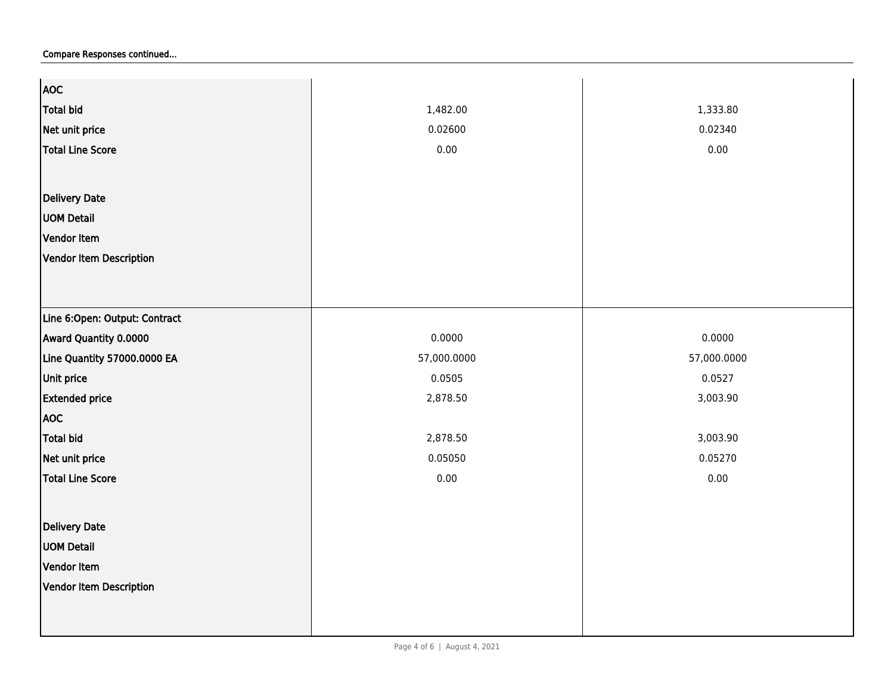Compare Responses continued...

| | | |
|---|---|---|
| **AOC** | | |
| **Total bid** | 1,482.00 | 1,333.80 |
| **Net unit price** | 0.02600 | 0.02340 |
| **Total Line Score** | 0.00 | 0.00 |
| | | |
| **Delivery Date** | | |
| **UOM Detail** | | |
| **Vendor Item** | | |
| **Vendor Item Description** | | |
| **Line 6:Open: Output: Contract** | | |
| **Award Quantity 0.0000** | 0.0000 | 0.0000 |
| **Line Quantity 57000.0000 EA** | 57,000.0000 | 57,000.0000 |
| **Unit price** | 0.0505 | 0.0527 |
| **Extended price** | 2,878.50 | 3,003.90 |
| **AOC** | | |
| **Total bid** | 2,878.50 | 3,003.90 |
| **Net unit price** | 0.05050 | 0.05270 |
| **Total Line Score** | 0.00 | 0.00 |
| | | |
| **Delivery Date** | | |
| **UOM Detail** | | |
| **Vendor Item** | | |
| **Vendor Item Description** | | |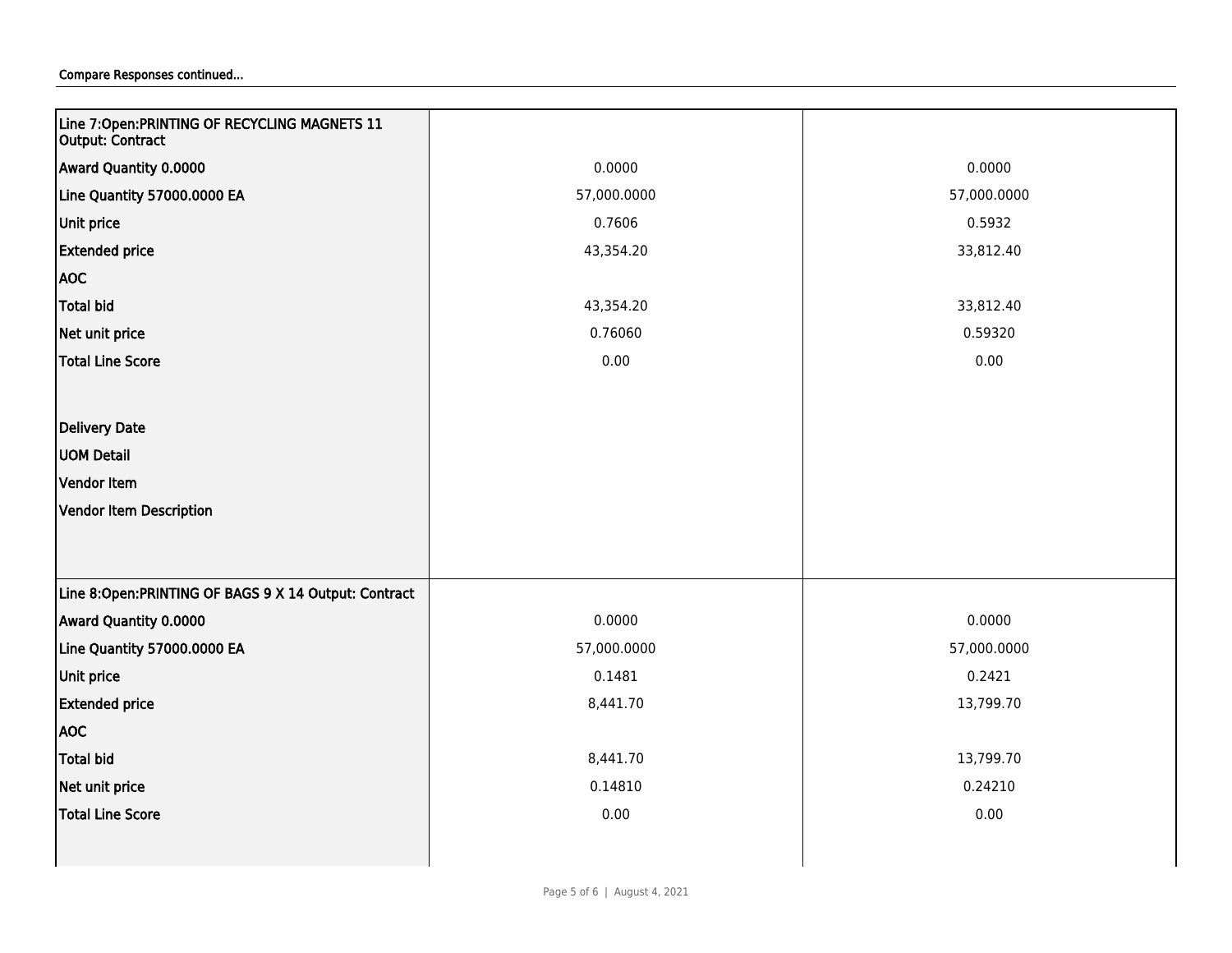Compare Responses continued...

| Line 7:Open:PRINTING OF RECYCLING MAGNETS 11 Output: Contract | | |
|---|---|---|
| **Award Quantity 0.0000** | 0.0000 | 0.0000 |
| **Line Quantity 57000.0000 EA** | 57,000.0000 | 57,000.0000 |
| **Unit price** | 0.7606 | 0.5932 |
| **Extended price** | 43,354.20 | 33,812.40 |
| **AOC** | | |
| **Total bid** | 43,354.20 | 33,812.40 |
| **Net unit price** | 0.76060 | 0.59320 |
| **Total Line Score** | 0.00 | 0.00 |
| **Delivery Date** | | |
| **UOM Detail** | | |
| **Vendor Item** | | |
| **Vendor Item Description** | | |
| **Line 8:Open:PRINTING OF BAGS 9 X 14 Output: Contract** | | |
| **Award Quantity 0.0000** | 0.0000 | 0.0000 |
| **Line Quantity 57000.0000 EA** | 57,000.0000 | 57,000.0000 |
| **Unit price** | 0.1481 | 0.2421 |
| **Extended price** | 8,441.70 | 13,799.70 |
| **AOC** | | |
| **Total bid** | 8,441.70 | 13,799.70 |
| **Net unit price** | 0.14810 | 0.24210 |
| **Total Line Score** | 0.00 | 0.00 |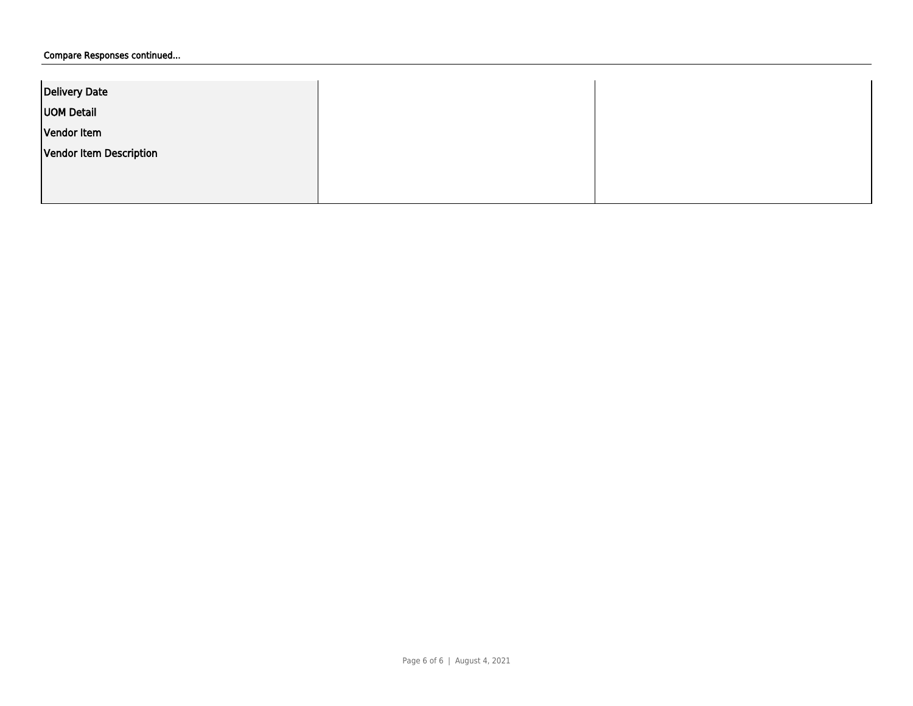Compare Responses continued...

| | | |
|---|---|---|
| Delivery Date | | |
| UOM Detail | | |
| Vendor Item | | |
| Vendor Item Description | | |